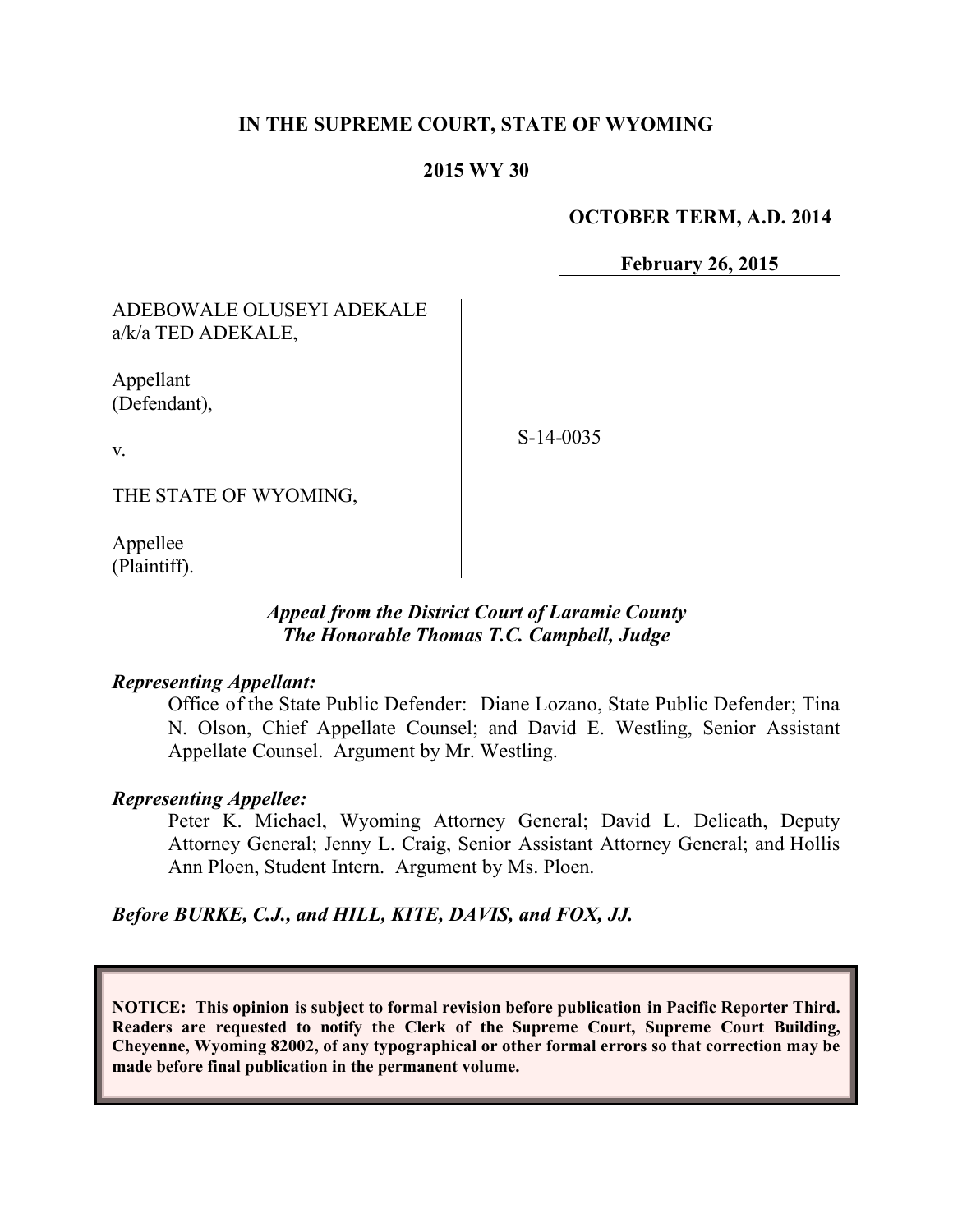**IN THE SUPREME COURT, STATE OF WYOMING**

**2015 WY 30**

**OCTOBER TERM, A.D. 2014**

**February 26, 2015**

ADEBOWALE OLUSEYI ADEKALE a/k/a TED ADEKALE,

Appellant (Defendant),

v.

THE STATE OF WYOMING,

Appellee (Plaintiff).

S-14-0035

***Appeal from the District Court of Laramie County***
***The Honorable Thomas T.C. Campbell, Judge***

***Representing Appellant:***

Office of the State Public Defender: Diane Lozano, State Public Defender; Tina N. Olson, Chief Appellate Counsel; and David E. Westling, Senior Assistant Appellate Counsel. Argument by Mr. Westling.

***Representing Appellee:***

Peter K. Michael, Wyoming Attorney General; David L. Delicath, Deputy Attorney General; Jenny L. Craig, Senior Assistant Attorney General; and Hollis Ann Ploen, Student Intern. Argument by Ms. Ploen.

***Before BURKE, C.J., and HILL, KITE, DAVIS, and FOX, JJ.***

**NOTICE: This opinion is subject to formal revision before publication in Pacific Reporter Third. Readers are requested to notify the Clerk of the Supreme Court, Supreme Court Building, Cheyenne, Wyoming 82002, of any typographical or other formal errors so that correction may be made before final publication in the permanent volume.**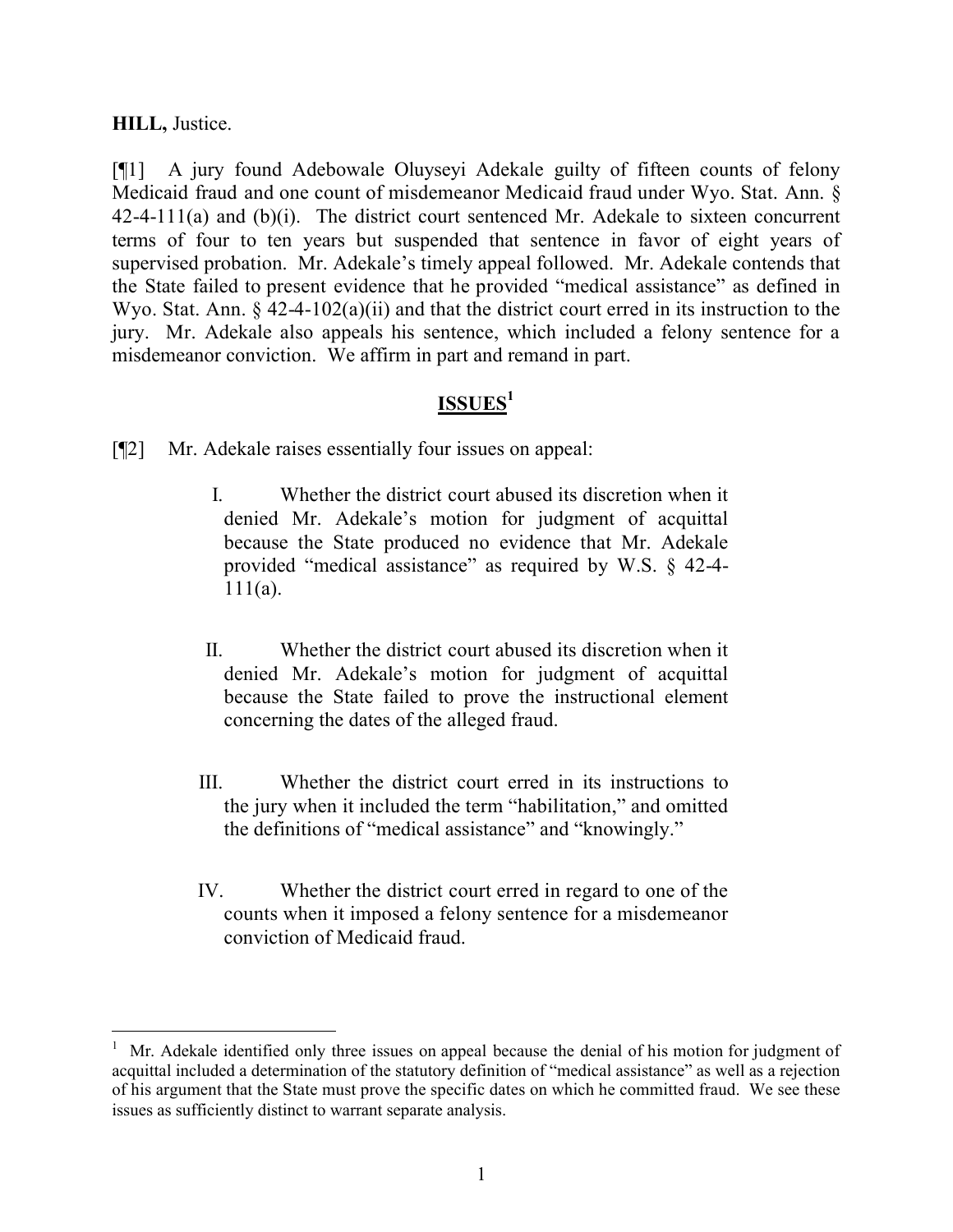**HILL,** Justice.

[¶1] A jury found Adebowale Oluyseyi Adekale guilty of fifteen counts of felony Medicaid fraud and one count of misdemeanor Medicaid fraud under Wyo. Stat. Ann. § 42-4-111(a) and (b)(i). The district court sentenced Mr. Adekale to sixteen concurrent terms of four to ten years but suspended that sentence in favor of eight years of supervised probation. Mr. Adekale's timely appeal followed. Mr. Adekale contends that the State failed to present evidence that he provided "medical assistance" as defined in Wyo. Stat. Ann. § 42-4-102(a)(ii) and that the district court erred in its instruction to the jury. Mr. Adekale also appeals his sentence, which included a felony sentence for a misdemeanor conviction. We affirm in part and remand in part.

## ISSUES[1]

[¶2] Mr. Adekale raises essentially four issues on appeal:

> I. Whether the district court abused its discretion when it denied Mr. Adekale's motion for judgment of acquittal because the State produced no evidence that Mr. Adekale provided "medical assistance" as required by W.S. § 42-4-111(a).
>
> II. Whether the district court abused its discretion when it denied Mr. Adekale's motion for judgment of acquittal because the State failed to prove the instructional element concerning the dates of the alleged fraud.
>
> III. Whether the district court erred in its instructions to the jury when it included the term "habilitation," and omitted the definitions of "medical assistance" and "knowingly."
>
> IV. Whether the district court erred in regard to one of the counts when it imposed a felony sentence for a misdemeanor conviction of Medicaid fraud.

---

[1] Mr. Adekale identified only three issues on appeal because the denial of his motion for judgment of acquittal included a determination of the statutory definition of "medical assistance" as well as a rejection of his argument that the State must prove the specific dates on which he committed fraud. We see these issues as sufficiently distinct to warrant separate analysis.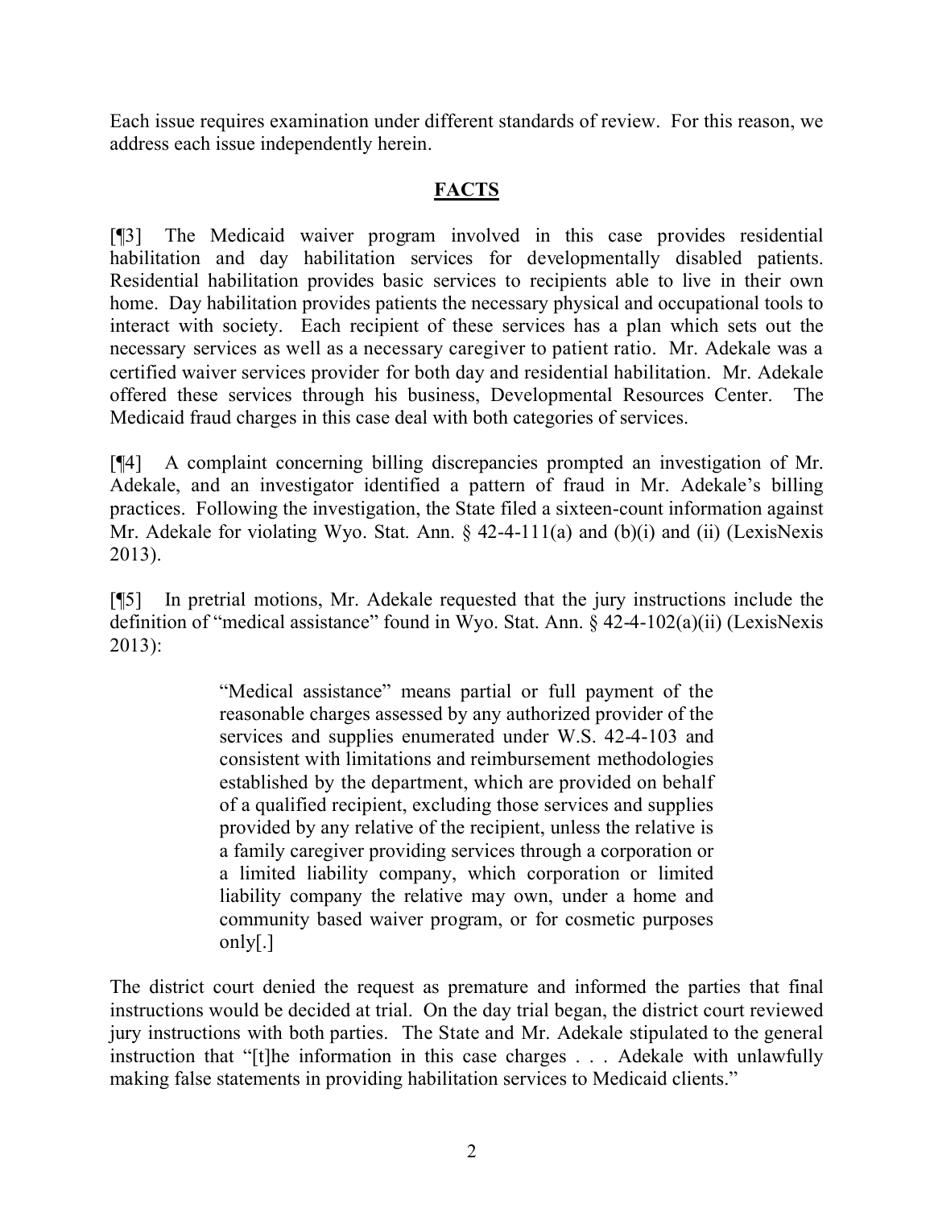Each issue requires examination under different standards of review. For this reason, we address each issue independently herein.

## FACTS

[¶3] The Medicaid waiver program involved in this case provides residential habilitation and day habilitation services for developmentally disabled patients. Residential habilitation provides basic services to recipients able to live in their own home. Day habilitation provides patients the necessary physical and occupational tools to interact with society. Each recipient of these services has a plan which sets out the necessary services as well as a necessary caregiver to patient ratio. Mr. Adekale was a certified waiver services provider for both day and residential habilitation. Mr. Adekale offered these services through his business, Developmental Resources Center. The Medicaid fraud charges in this case deal with both categories of services.

[¶4] A complaint concerning billing discrepancies prompted an investigation of Mr. Adekale, and an investigator identified a pattern of fraud in Mr. Adekale's billing practices. Following the investigation, the State filed a sixteen-count information against Mr. Adekale for violating Wyo. Stat. Ann. § 42-4-111(a) and (b)(i) and (ii) (LexisNexis 2013).

[¶5] In pretrial motions, Mr. Adekale requested that the jury instructions include the definition of "medical assistance" found in Wyo. Stat. Ann. § 42-4-102(a)(ii) (LexisNexis 2013):

> "Medical assistance" means partial or full payment of the reasonable charges assessed by any authorized provider of the services and supplies enumerated under W.S. 42-4-103 and consistent with limitations and reimbursement methodologies established by the department, which are provided on behalf of a qualified recipient, excluding those services and supplies provided by any relative of the recipient, unless the relative is a family caregiver providing services through a corporation or a limited liability company, which corporation or limited liability company the relative may own, under a home and community based waiver program, or for cosmetic purposes only[.]

The district court denied the request as premature and informed the parties that final instructions would be decided at trial. On the day trial began, the district court reviewed jury instructions with both parties. The State and Mr. Adekale stipulated to the general instruction that "[t]he information in this case charges . . . Adekale with unlawfully making false statements in providing habilitation services to Medicaid clients."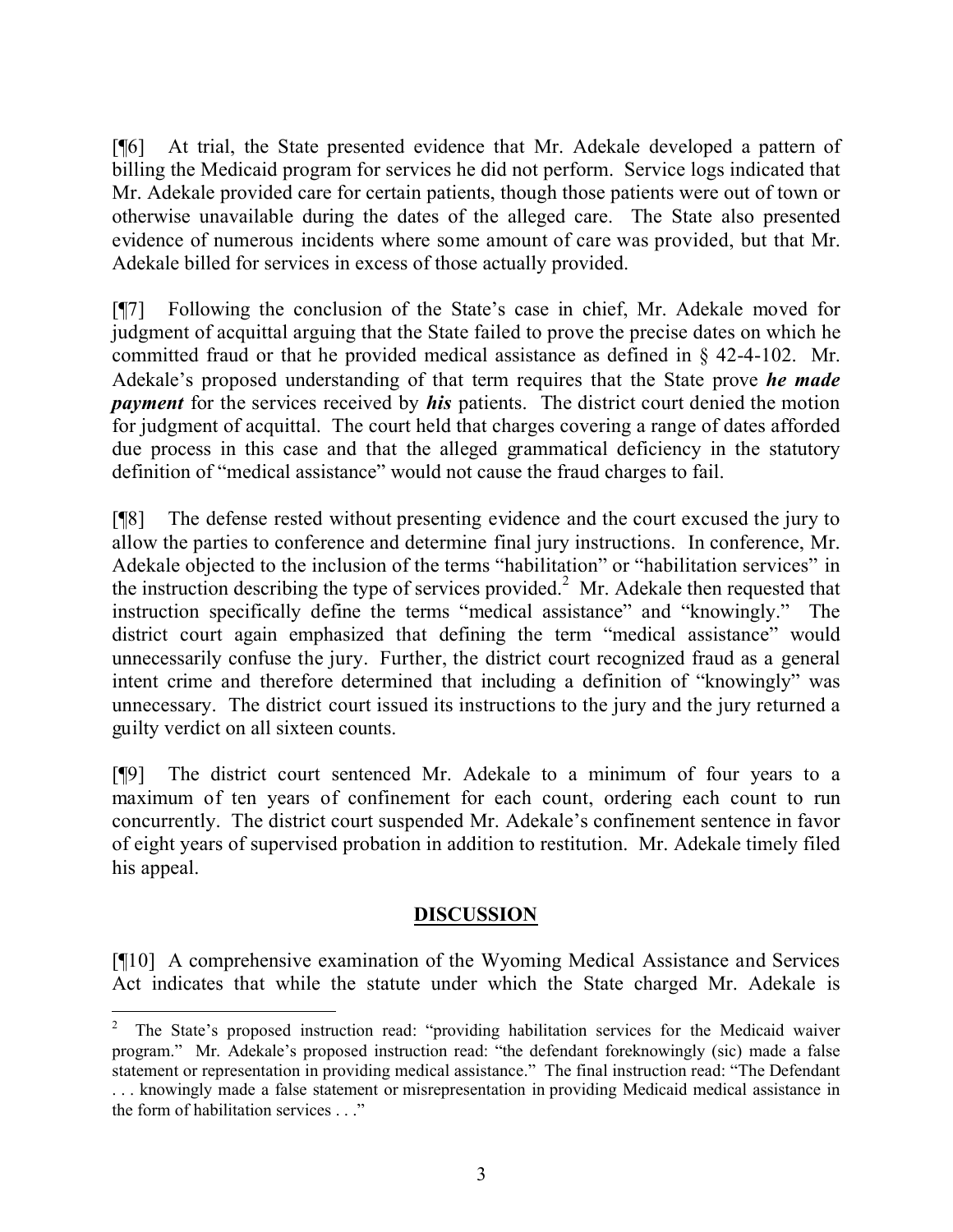[¶6] At trial, the State presented evidence that Mr. Adekale developed a pattern of billing the Medicaid program for services he did not perform. Service logs indicated that Mr. Adekale provided care for certain patients, though those patients were out of town or otherwise unavailable during the dates of the alleged care. The State also presented evidence of numerous incidents where some amount of care was provided, but that Mr. Adekale billed for services in excess of those actually provided.

[¶7] Following the conclusion of the State's case in chief, Mr. Adekale moved for judgment of acquittal arguing that the State failed to prove the precise dates on which he committed fraud or that he provided medical assistance as defined in § 42-4-102. Mr. Adekale's proposed understanding of that term requires that the State prove ***he made payment*** for the services received by ***his*** patients. The district court denied the motion for judgment of acquittal. The court held that charges covering a range of dates afforded due process in this case and that the alleged grammatical deficiency in the statutory definition of "medical assistance" would not cause the fraud charges to fail.

[¶8] The defense rested without presenting evidence and the court excused the jury to allow the parties to conference and determine final jury instructions. In conference, Mr. Adekale objected to the inclusion of the terms "habilitation" or "habilitation services" in the instruction describing the type of services provided.[2] Mr. Adekale then requested that instruction specifically define the terms "medical assistance" and "knowingly." The district court again emphasized that defining the term "medical assistance" would unnecessarily confuse the jury. Further, the district court recognized fraud as a general intent crime and therefore determined that including a definition of "knowingly" was unnecessary. The district court issued its instructions to the jury and the jury returned a guilty verdict on all sixteen counts.

[¶9] The district court sentenced Mr. Adekale to a minimum of four years to a maximum of ten years of confinement for each count, ordering each count to run concurrently. The district court suspended Mr. Adekale's confinement sentence in favor of eight years of supervised probation in addition to restitution. Mr. Adekale timely filed his appeal.

## DISCUSSION

[¶10] A comprehensive examination of the Wyoming Medical Assistance and Services Act indicates that while the statute under which the State charged Mr. Adekale is

---

[2] The State's proposed instruction read: "providing habilitation services for the Medicaid waiver program." Mr. Adekale's proposed instruction read: "the defendant foreknowingly (sic) made a false statement or representation in providing medical assistance." The final instruction read: "The Defendant . . . knowingly made a false statement or misrepresentation in providing Medicaid medical assistance in the form of habilitation services . . ."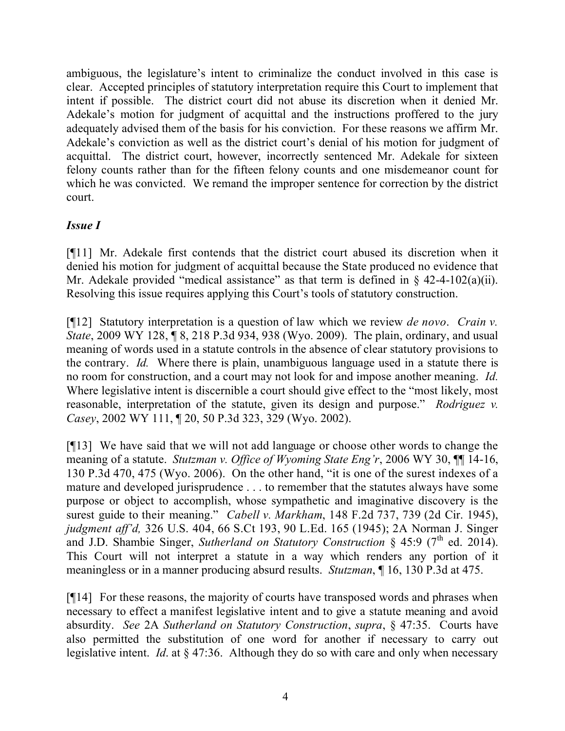ambiguous, the legislature's intent to criminalize the conduct involved in this case is clear. Accepted principles of statutory interpretation require this Court to implement that intent if possible. The district court did not abuse its discretion when it denied Mr. Adekale's motion for judgment of acquittal and the instructions proffered to the jury adequately advised them of the basis for his conviction. For these reasons we affirm Mr. Adekale's conviction as well as the district court's denial of his motion for judgment of acquittal. The district court, however, incorrectly sentenced Mr. Adekale for sixteen felony counts rather than for the fifteen felony counts and one misdemeanor count for which he was convicted. We remand the improper sentence for correction by the district court.

### *Issue I*

[¶11] Mr. Adekale first contends that the district court abused its discretion when it denied his motion for judgment of acquittal because the State produced no evidence that Mr. Adekale provided "medical assistance" as that term is defined in § 42-4-102(a)(ii). Resolving this issue requires applying this Court's tools of statutory construction.

[¶12] Statutory interpretation is a question of law which we review *de novo*. *Crain v. State*, 2009 WY 128, ¶ 8, 218 P.3d 934, 938 (Wyo. 2009). The plain, ordinary, and usual meaning of words used in a statute controls in the absence of clear statutory provisions to the contrary. *Id.* Where there is plain, unambiguous language used in a statute there is no room for construction, and a court may not look for and impose another meaning. *Id.* Where legislative intent is discernible a court should give effect to the "most likely, most reasonable, interpretation of the statute, given its design and purpose." *Rodriguez v. Casey*, 2002 WY 111, ¶ 20, 50 P.3d 323, 329 (Wyo. 2002).

[¶13] We have said that we will not add language or choose other words to change the meaning of a statute. *Stutzman v. Office of Wyoming State Eng'r*, 2006 WY 30, ¶¶ 14-16, 130 P.3d 470, 475 (Wyo. 2006). On the other hand, "it is one of the surest indexes of a mature and developed jurisprudence . . . to remember that the statutes always have some purpose or object to accomplish, whose sympathetic and imaginative discovery is the surest guide to their meaning." *Cabell v. Markham*, 148 F.2d 737, 739 (2d Cir. 1945), *judgment aff'd,* 326 U.S. 404, 66 S.Ct 193, 90 L.Ed. 165 (1945); 2A Norman J. Singer and J.D. Shambie Singer, *Sutherland on Statutory Construction* § 45:9 (7th ed. 2014). This Court will not interpret a statute in a way which renders any portion of it meaningless or in a manner producing absurd results. *Stutzman*, ¶ 16, 130 P.3d at 475.

[¶14] For these reasons, the majority of courts have transposed words and phrases when necessary to effect a manifest legislative intent and to give a statute meaning and avoid absurdity. *See* 2A *Sutherland on Statutory Construction*, *supra*, § 47:35. Courts have also permitted the substitution of one word for another if necessary to carry out legislative intent. *Id*. at § 47:36. Although they do so with care and only when necessary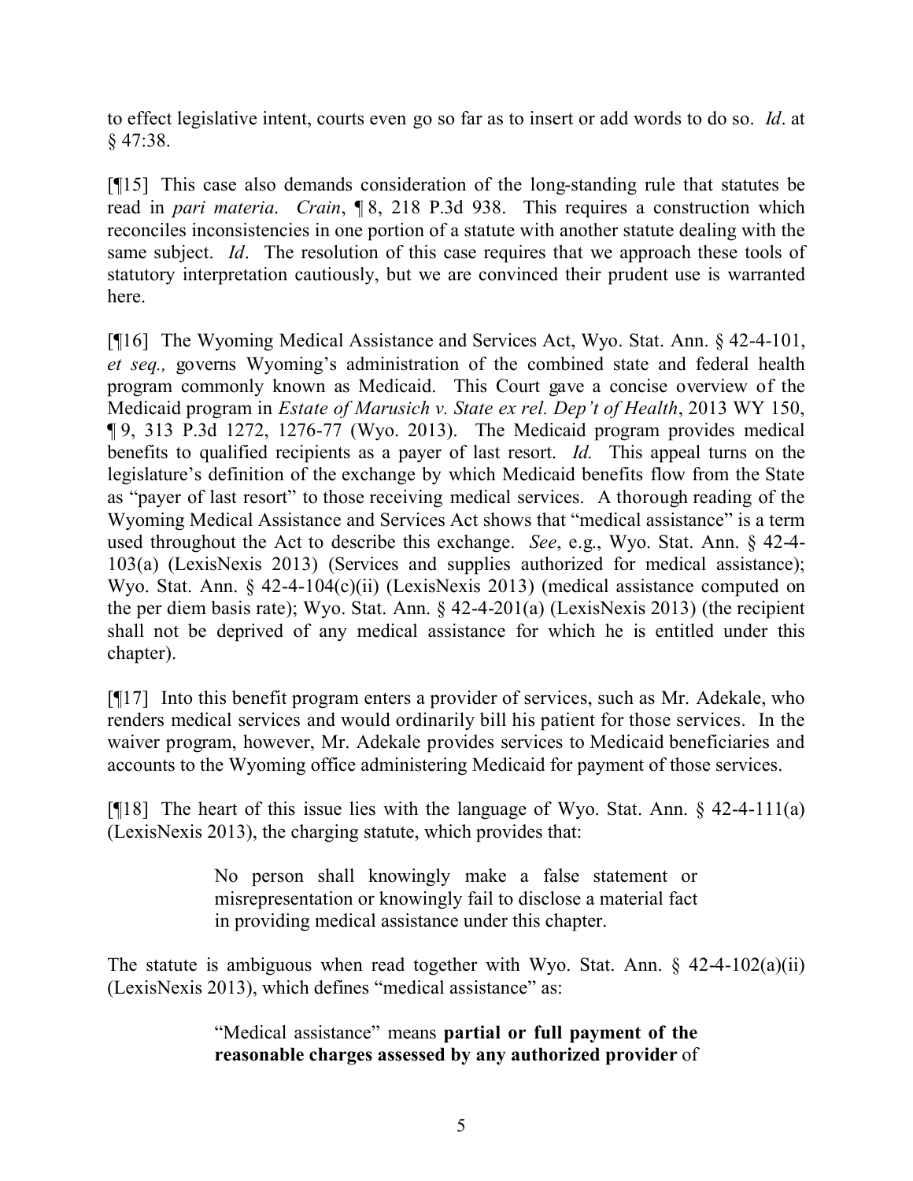to effect legislative intent, courts even go so far as to insert or add words to do so. *Id*. at § 47:38.

[¶15] This case also demands consideration of the long-standing rule that statutes be read in *pari materia*. *Crain*, ¶ 8, 218 P.3d 938. This requires a construction which reconciles inconsistencies in one portion of a statute with another statute dealing with the same subject. *Id*. The resolution of this case requires that we approach these tools of statutory interpretation cautiously, but we are convinced their prudent use is warranted here.

[¶16] The Wyoming Medical Assistance and Services Act, Wyo. Stat. Ann. § 42-4-101, *et seq.,* governs Wyoming's administration of the combined state and federal health program commonly known as Medicaid. This Court gave a concise overview of the Medicaid program in *Estate of Marusich v. State ex rel. Dep't of Health*, 2013 WY 150, ¶ 9, 313 P.3d 1272, 1276-77 (Wyo. 2013). The Medicaid program provides medical benefits to qualified recipients as a payer of last resort. *Id.* This appeal turns on the legislature's definition of the exchange by which Medicaid benefits flow from the State as "payer of last resort" to those receiving medical services. A thorough reading of the Wyoming Medical Assistance and Services Act shows that "medical assistance" is a term used throughout the Act to describe this exchange. *See*, e.g., Wyo. Stat. Ann. § 42-4-103(a) (LexisNexis 2013) (Services and supplies authorized for medical assistance); Wyo. Stat. Ann. § 42-4-104(c)(ii) (LexisNexis 2013) (medical assistance computed on the per diem basis rate); Wyo. Stat. Ann. § 42-4-201(a) (LexisNexis 2013) (the recipient shall not be deprived of any medical assistance for which he is entitled under this chapter).

[¶17] Into this benefit program enters a provider of services, such as Mr. Adekale, who renders medical services and would ordinarily bill his patient for those services. In the waiver program, however, Mr. Adekale provides services to Medicaid beneficiaries and accounts to the Wyoming office administering Medicaid for payment of those services.

[¶18] The heart of this issue lies with the language of Wyo. Stat. Ann. § 42-4-111(a) (LexisNexis 2013), the charging statute, which provides that:

> No person shall knowingly make a false statement or misrepresentation or knowingly fail to disclose a material fact in providing medical assistance under this chapter.

The statute is ambiguous when read together with Wyo. Stat. Ann. § 42-4-102(a)(ii) (LexisNexis 2013), which defines "medical assistance" as:

> "Medical assistance" means **partial or full payment of the reasonable charges assessed by any authorized provider** of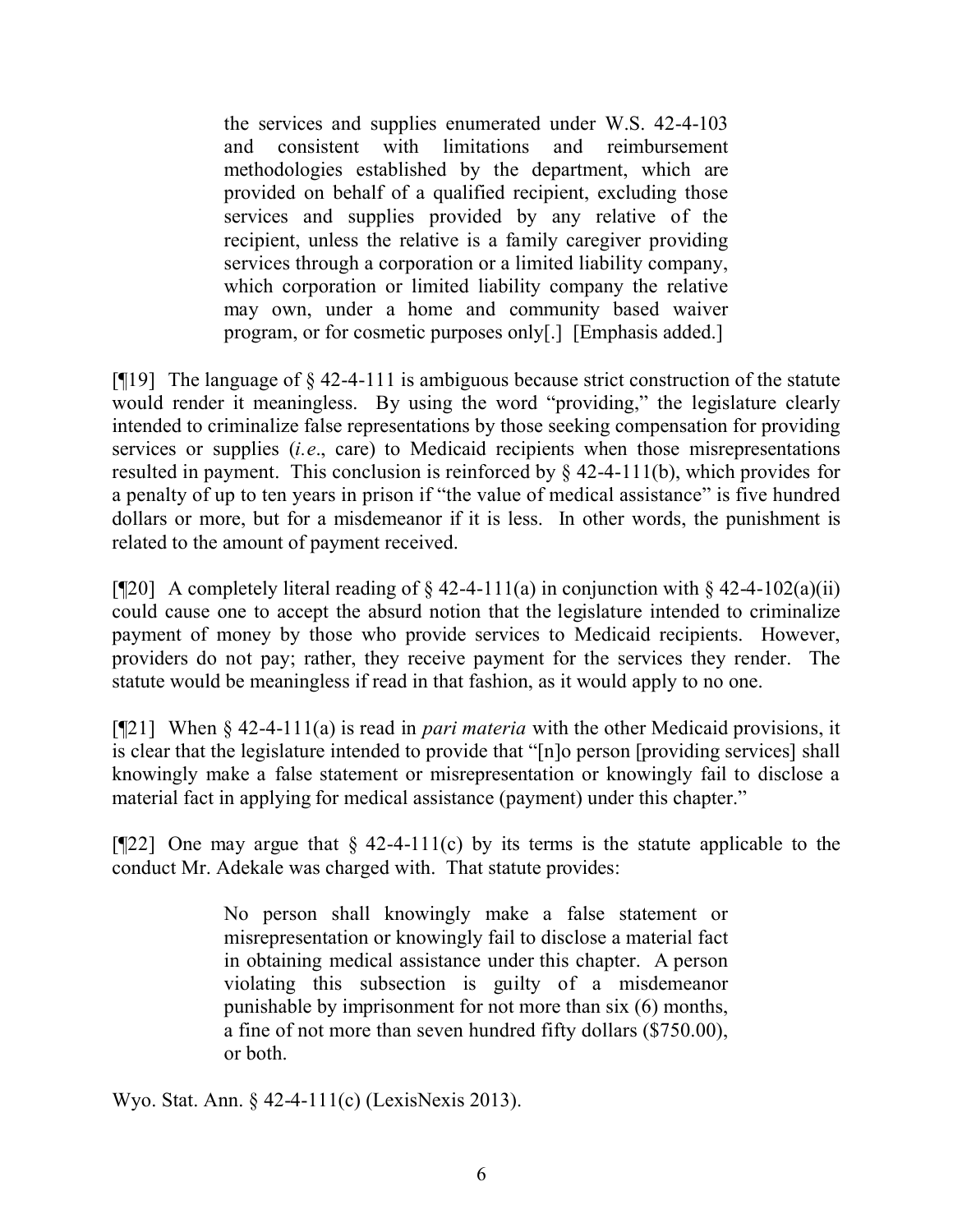> the services and supplies enumerated under W.S. 42-4-103 and consistent with limitations and reimbursement methodologies established by the department, which are provided on behalf of a qualified recipient, excluding those services and supplies provided by any relative of the recipient, unless the relative is a family caregiver providing services through a corporation or a limited liability company, which corporation or limited liability company the relative may own, under a home and community based waiver program, or for cosmetic purposes only[.] [Emphasis added.]

[¶19] The language of § 42-4-111 is ambiguous because strict construction of the statute would render it meaningless. By using the word "providing," the legislature clearly intended to criminalize false representations by those seeking compensation for providing services or supplies (*i.e*., care) to Medicaid recipients when those misrepresentations resulted in payment. This conclusion is reinforced by § 42-4-111(b), which provides for a penalty of up to ten years in prison if "the value of medical assistance" is five hundred dollars or more, but for a misdemeanor if it is less. In other words, the punishment is related to the amount of payment received.

[¶20] A completely literal reading of § 42-4-111(a) in conjunction with § 42-4-102(a)(ii) could cause one to accept the absurd notion that the legislature intended to criminalize payment of money by those who provide services to Medicaid recipients. However, providers do not pay; rather, they receive payment for the services they render. The statute would be meaningless if read in that fashion, as it would apply to no one.

[¶21] When § 42-4-111(a) is read in *pari materia* with the other Medicaid provisions, it is clear that the legislature intended to provide that "[n]o person [providing services] shall knowingly make a false statement or misrepresentation or knowingly fail to disclose a material fact in applying for medical assistance (payment) under this chapter."

[¶22] One may argue that § 42-4-111(c) by its terms is the statute applicable to the conduct Mr. Adekale was charged with. That statute provides:

> No person shall knowingly make a false statement or misrepresentation or knowingly fail to disclose a material fact in obtaining medical assistance under this chapter. A person violating this subsection is guilty of a misdemeanor punishable by imprisonment for not more than six (6) months, a fine of not more than seven hundred fifty dollars ($750.00), or both.

Wyo. Stat. Ann. § 42-4-111(c) (LexisNexis 2013).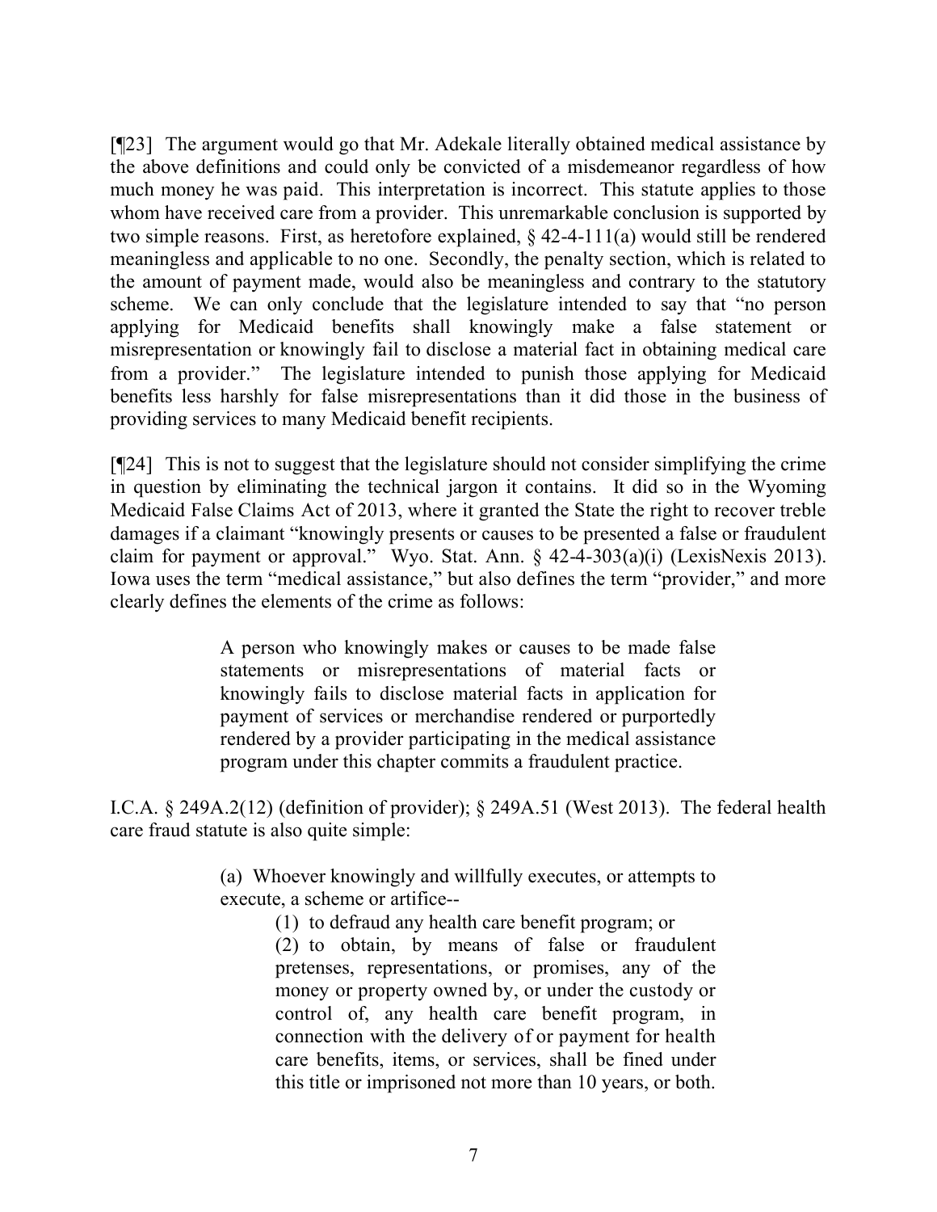[¶23] The argument would go that Mr. Adekale literally obtained medical assistance by the above definitions and could only be convicted of a misdemeanor regardless of how much money he was paid. This interpretation is incorrect. This statute applies to those whom have received care from a provider. This unremarkable conclusion is supported by two simple reasons. First, as heretofore explained, § 42-4-111(a) would still be rendered meaningless and applicable to no one. Secondly, the penalty section, which is related to the amount of payment made, would also be meaningless and contrary to the statutory scheme. We can only conclude that the legislature intended to say that "no person applying for Medicaid benefits shall knowingly make a false statement or misrepresentation or knowingly fail to disclose a material fact in obtaining medical care from a provider." The legislature intended to punish those applying for Medicaid benefits less harshly for false misrepresentations than it did those in the business of providing services to many Medicaid benefit recipients.

[¶24] This is not to suggest that the legislature should not consider simplifying the crime in question by eliminating the technical jargon it contains. It did so in the Wyoming Medicaid False Claims Act of 2013, where it granted the State the right to recover treble damages if a claimant "knowingly presents or causes to be presented a false or fraudulent claim for payment or approval." Wyo. Stat. Ann. § 42-4-303(a)(i) (LexisNexis 2013). Iowa uses the term "medical assistance," but also defines the term "provider," and more clearly defines the elements of the crime as follows:

> A person who knowingly makes or causes to be made false statements or misrepresentations of material facts or knowingly fails to disclose material facts in application for payment of services or merchandise rendered or purportedly rendered by a provider participating in the medical assistance program under this chapter commits a fraudulent practice.

I.C.A. § 249A.2(12) (definition of provider); § 249A.51 (West 2013). The federal health care fraud statute is also quite simple:

> (a) Whoever knowingly and willfully executes, or attempts to execute, a scheme or artifice--
>
> (1) to defraud any health care benefit program; or
>
> (2) to obtain, by means of false or fraudulent pretenses, representations, or promises, any of the money or property owned by, or under the custody or control of, any health care benefit program, in connection with the delivery of or payment for health care benefits, items, or services, shall be fined under this title or imprisoned not more than 10 years, or both.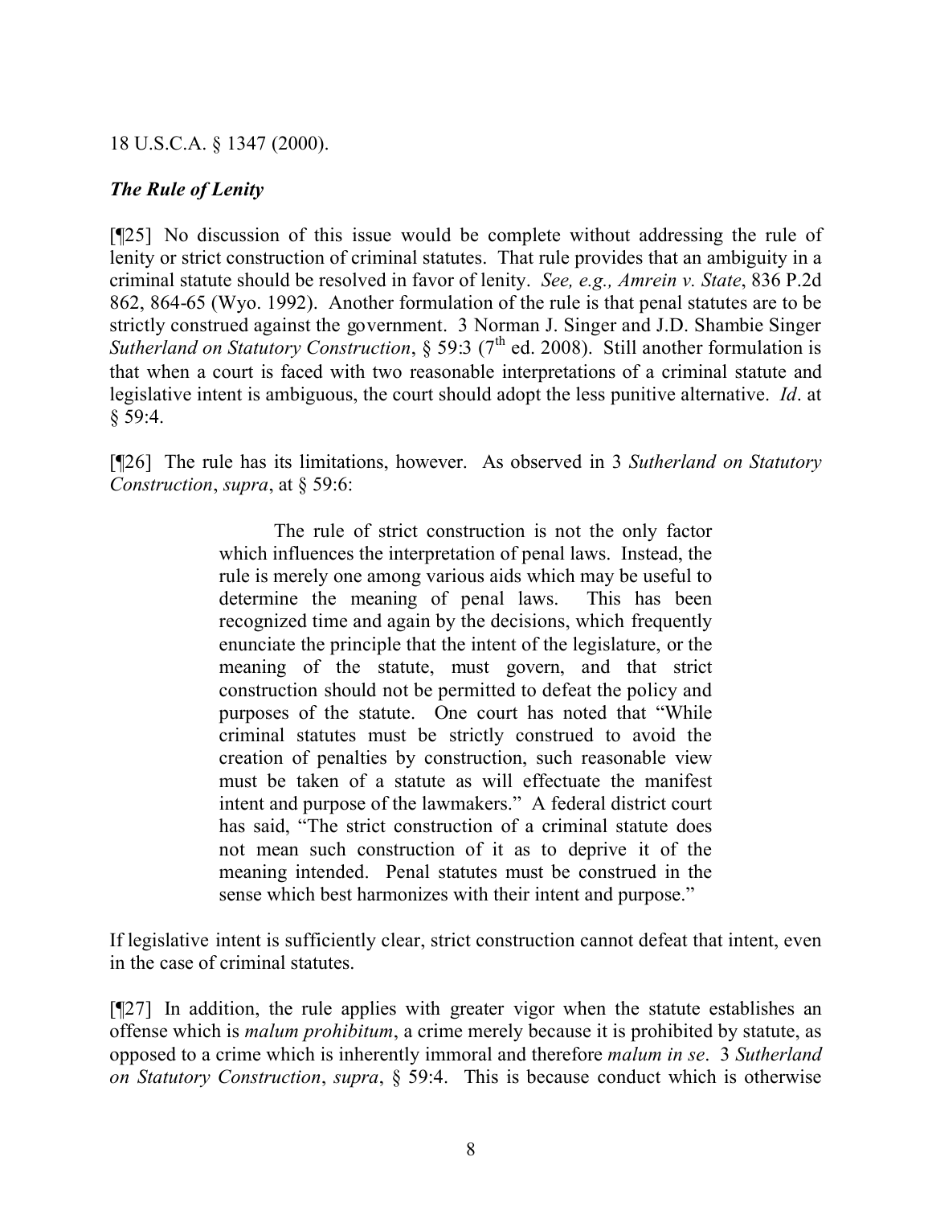18 U.S.C.A. § 1347 (2000).

### *The Rule of Lenity*

[¶25] No discussion of this issue would be complete without addressing the rule of lenity or strict construction of criminal statutes. That rule provides that an ambiguity in a criminal statute should be resolved in favor of lenity. *See, e.g., Amrein v. State*, 836 P.2d 862, 864-65 (Wyo. 1992). Another formulation of the rule is that penal statutes are to be strictly construed against the government. 3 Norman J. Singer and J.D. Shambie Singer *Sutherland on Statutory Construction*, § 59:3 (7th ed. 2008). Still another formulation is that when a court is faced with two reasonable interpretations of a criminal statute and legislative intent is ambiguous, the court should adopt the less punitive alternative. *Id*. at § 59:4.

[¶26] The rule has its limitations, however. As observed in 3 *Sutherland on Statutory Construction*, *supra*, at § 59:6:

> The rule of strict construction is not the only factor which influences the interpretation of penal laws. Instead, the rule is merely one among various aids which may be useful to determine the meaning of penal laws. This has been recognized time and again by the decisions, which frequently enunciate the principle that the intent of the legislature, or the meaning of the statute, must govern, and that strict construction should not be permitted to defeat the policy and purposes of the statute. One court has noted that "While criminal statutes must be strictly construed to avoid the creation of penalties by construction, such reasonable view must be taken of a statute as will effectuate the manifest intent and purpose of the lawmakers." A federal district court has said, "The strict construction of a criminal statute does not mean such construction of it as to deprive it of the meaning intended. Penal statutes must be construed in the sense which best harmonizes with their intent and purpose."

If legislative intent is sufficiently clear, strict construction cannot defeat that intent, even in the case of criminal statutes.

[¶27] In addition, the rule applies with greater vigor when the statute establishes an offense which is *malum prohibitum*, a crime merely because it is prohibited by statute, as opposed to a crime which is inherently immoral and therefore *malum in se*. 3 *Sutherland on Statutory Construction*, *supra*, § 59:4. This is because conduct which is otherwise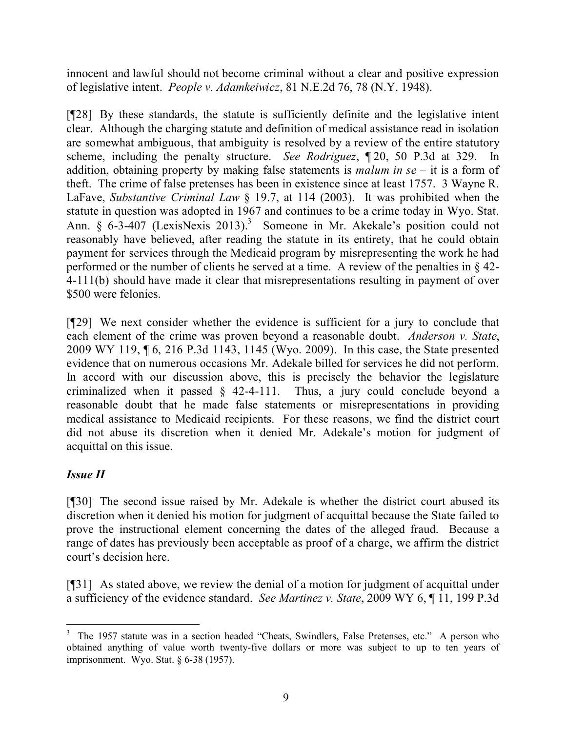innocent and lawful should not become criminal without a clear and positive expression of legislative intent. *People v. Adamkeiwicz*, 81 N.E.2d 76, 78 (N.Y. 1948).

[¶28] By these standards, the statute is sufficiently definite and the legislative intent clear. Although the charging statute and definition of medical assistance read in isolation are somewhat ambiguous, that ambiguity is resolved by a review of the entire statutory scheme, including the penalty structure. *See Rodriguez*, ¶ 20, 50 P.3d at 329. In addition, obtaining property by making false statements is *malum in se* – it is a form of theft. The crime of false pretenses has been in existence since at least 1757. 3 Wayne R. LaFave, *Substantive Criminal Law* § 19.7, at 114 (2003). It was prohibited when the statute in question was adopted in 1967 and continues to be a crime today in Wyo. Stat. Ann. § 6-3-407 (LexisNexis 2013).[3] Someone in Mr. Akekale's position could not reasonably have believed, after reading the statute in its entirety, that he could obtain payment for services through the Medicaid program by misrepresenting the work he had performed or the number of clients he served at a time. A review of the penalties in § 42-4-111(b) should have made it clear that misrepresentations resulting in payment of over $500 were felonies.

[¶29] We next consider whether the evidence is sufficient for a jury to conclude that each element of the crime was proven beyond a reasonable doubt. *Anderson v. State*, 2009 WY 119, ¶ 6, 216 P.3d 1143, 1145 (Wyo. 2009). In this case, the State presented evidence that on numerous occasions Mr. Adekale billed for services he did not perform. In accord with our discussion above, this is precisely the behavior the legislature criminalized when it passed § 42-4-111. Thus, a jury could conclude beyond a reasonable doubt that he made false statements or misrepresentations in providing medical assistance to Medicaid recipients. For these reasons, we find the district court did not abuse its discretion when it denied Mr. Adekale's motion for judgment of acquittal on this issue.

### *Issue II*

[¶30] The second issue raised by Mr. Adekale is whether the district court abused its discretion when it denied his motion for judgment of acquittal because the State failed to prove the instructional element concerning the dates of the alleged fraud. Because a range of dates has previously been acceptable as proof of a charge, we affirm the district court's decision here.

[¶31] As stated above, we review the denial of a motion for judgment of acquittal under a sufficiency of the evidence standard. *See Martinez v. State*, 2009 WY 6, ¶ 11, 199 P.3d

---

[3] The 1957 statute was in a section headed "Cheats, Swindlers, False Pretenses, etc." A person who obtained anything of value worth twenty-five dollars or more was subject to up to ten years of imprisonment. Wyo. Stat. § 6-38 (1957).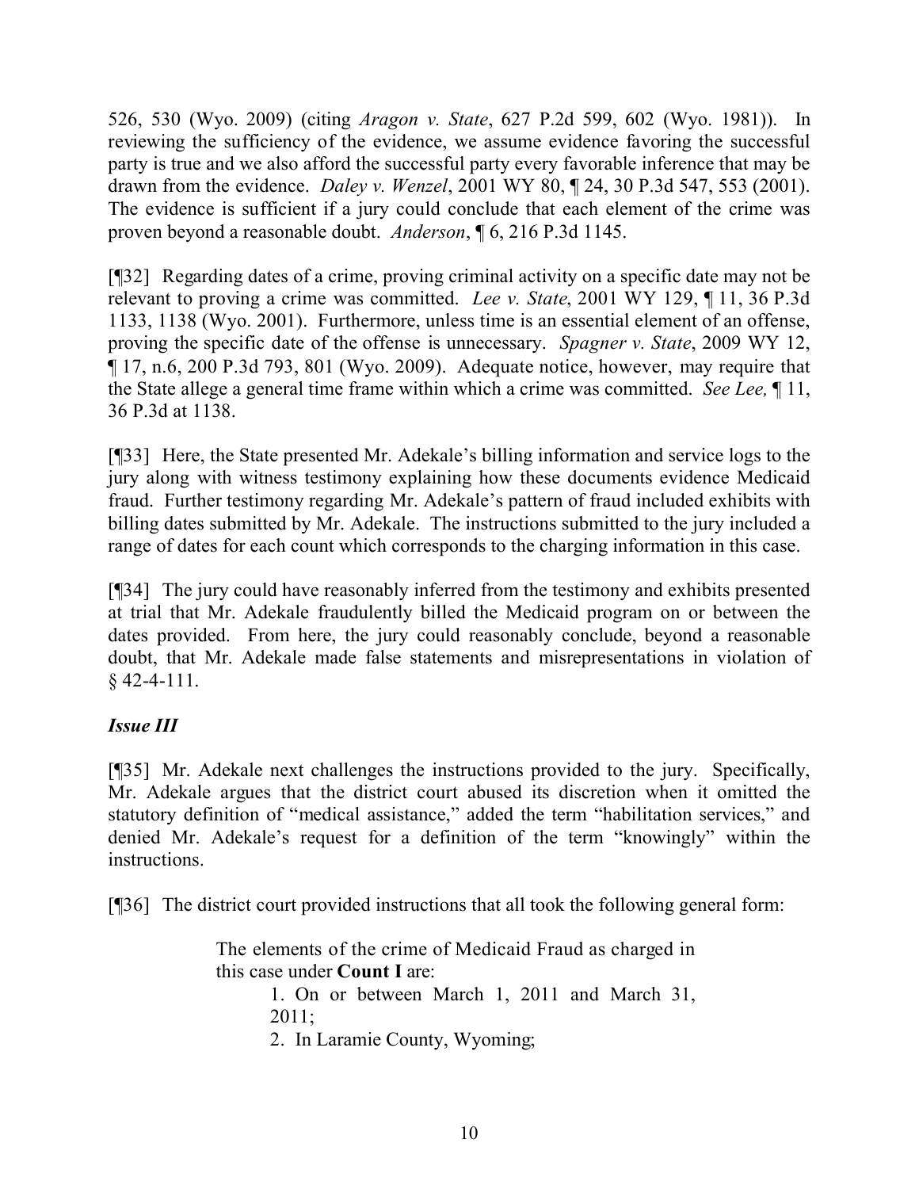526, 530 (Wyo. 2009) (citing *Aragon v. State*, 627 P.2d 599, 602 (Wyo. 1981)). In reviewing the sufficiency of the evidence, we assume evidence favoring the successful party is true and we also afford the successful party every favorable inference that may be drawn from the evidence. *Daley v. Wenzel*, 2001 WY 80, ¶ 24, 30 P.3d 547, 553 (2001). The evidence is sufficient if a jury could conclude that each element of the crime was proven beyond a reasonable doubt. *Anderson*, ¶ 6, 216 P.3d 1145.

[¶32] Regarding dates of a crime, proving criminal activity on a specific date may not be relevant to proving a crime was committed. *Lee v. State*, 2001 WY 129, ¶ 11, 36 P.3d 1133, 1138 (Wyo. 2001). Furthermore, unless time is an essential element of an offense, proving the specific date of the offense is unnecessary. *Spagner v. State*, 2009 WY 12, ¶ 17, n.6, 200 P.3d 793, 801 (Wyo. 2009). Adequate notice, however, may require that the State allege a general time frame within which a crime was committed. *See Lee,* ¶ 11, 36 P.3d at 1138.

[¶33] Here, the State presented Mr. Adekale's billing information and service logs to the jury along with witness testimony explaining how these documents evidence Medicaid fraud. Further testimony regarding Mr. Adekale's pattern of fraud included exhibits with billing dates submitted by Mr. Adekale. The instructions submitted to the jury included a range of dates for each count which corresponds to the charging information in this case.

[¶34] The jury could have reasonably inferred from the testimony and exhibits presented at trial that Mr. Adekale fraudulently billed the Medicaid program on or between the dates provided. From here, the jury could reasonably conclude, beyond a reasonable doubt, that Mr. Adekale made false statements and misrepresentations in violation of § 42-4-111.

### *Issue III*

[¶35] Mr. Adekale next challenges the instructions provided to the jury. Specifically, Mr. Adekale argues that the district court abused its discretion when it omitted the statutory definition of "medical assistance," added the term "habilitation services," and denied Mr. Adekale's request for a definition of the term "knowingly" within the instructions.

[¶36] The district court provided instructions that all took the following general form:

> The elements of the crime of Medicaid Fraud as charged in this case under **Count I** are:
>
> 1. On or between March 1, 2011 and March 31, 2011;
> 2. In Laramie County, Wyoming;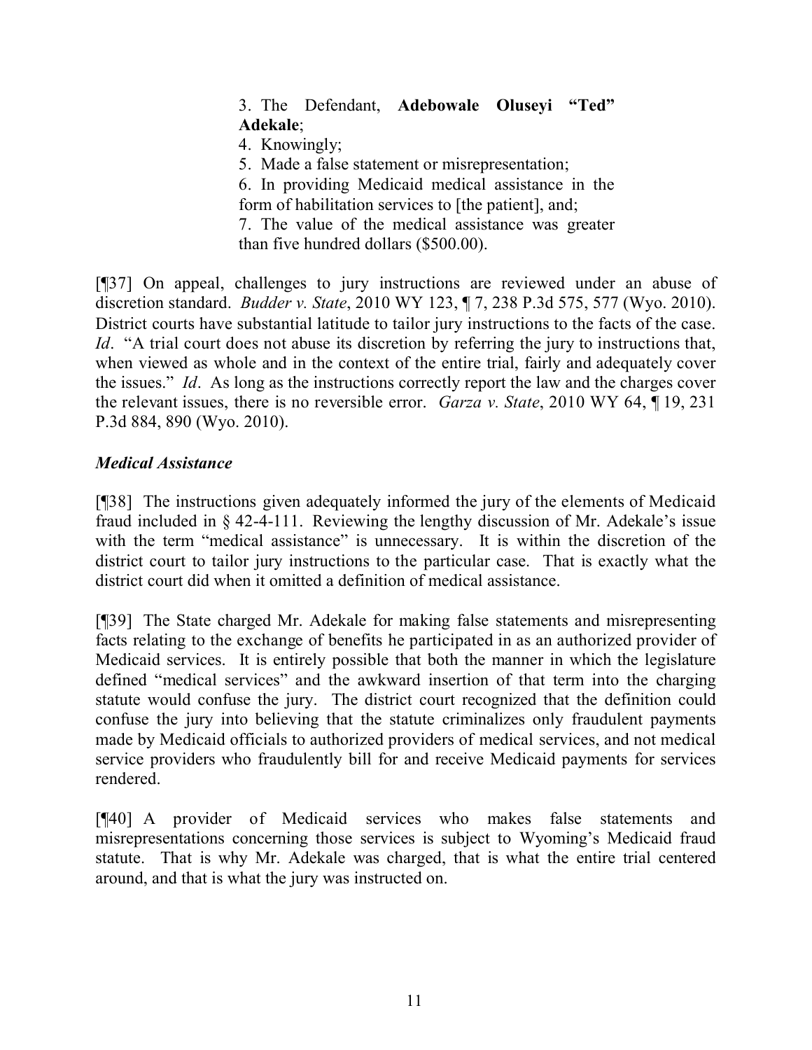3. The Defendant, **Adebowale Oluseyi "Ted" Adekale**;
4. Knowingly;
5. Made a false statement or misrepresentation;
6. In providing Medicaid medical assistance in the form of habilitation services to [the patient], and;
7. The value of the medical assistance was greater than five hundred dollars ($500.00).

[¶37] On appeal, challenges to jury instructions are reviewed under an abuse of discretion standard. *Budder v. State*, 2010 WY 123, ¶ 7, 238 P.3d 575, 577 (Wyo. 2010). District courts have substantial latitude to tailor jury instructions to the facts of the case. *Id*. "A trial court does not abuse its discretion by referring the jury to instructions that, when viewed as whole and in the context of the entire trial, fairly and adequately cover the issues." *Id*. As long as the instructions correctly report the law and the charges cover the relevant issues, there is no reversible error. *Garza v. State*, 2010 WY 64, ¶ 19, 231 P.3d 884, 890 (Wyo. 2010).

### *Medical Assistance*

[¶38] The instructions given adequately informed the jury of the elements of Medicaid fraud included in § 42-4-111. Reviewing the lengthy discussion of Mr. Adekale's issue with the term "medical assistance" is unnecessary. It is within the discretion of the district court to tailor jury instructions to the particular case. That is exactly what the district court did when it omitted a definition of medical assistance.

[¶39] The State charged Mr. Adekale for making false statements and misrepresenting facts relating to the exchange of benefits he participated in as an authorized provider of Medicaid services. It is entirely possible that both the manner in which the legislature defined "medical services" and the awkward insertion of that term into the charging statute would confuse the jury. The district court recognized that the definition could confuse the jury into believing that the statute criminalizes only fraudulent payments made by Medicaid officials to authorized providers of medical services, and not medical service providers who fraudulently bill for and receive Medicaid payments for services rendered.

[¶40] A provider of Medicaid services who makes false statements and misrepresentations concerning those services is subject to Wyoming's Medicaid fraud statute. That is why Mr. Adekale was charged, that is what the entire trial centered around, and that is what the jury was instructed on.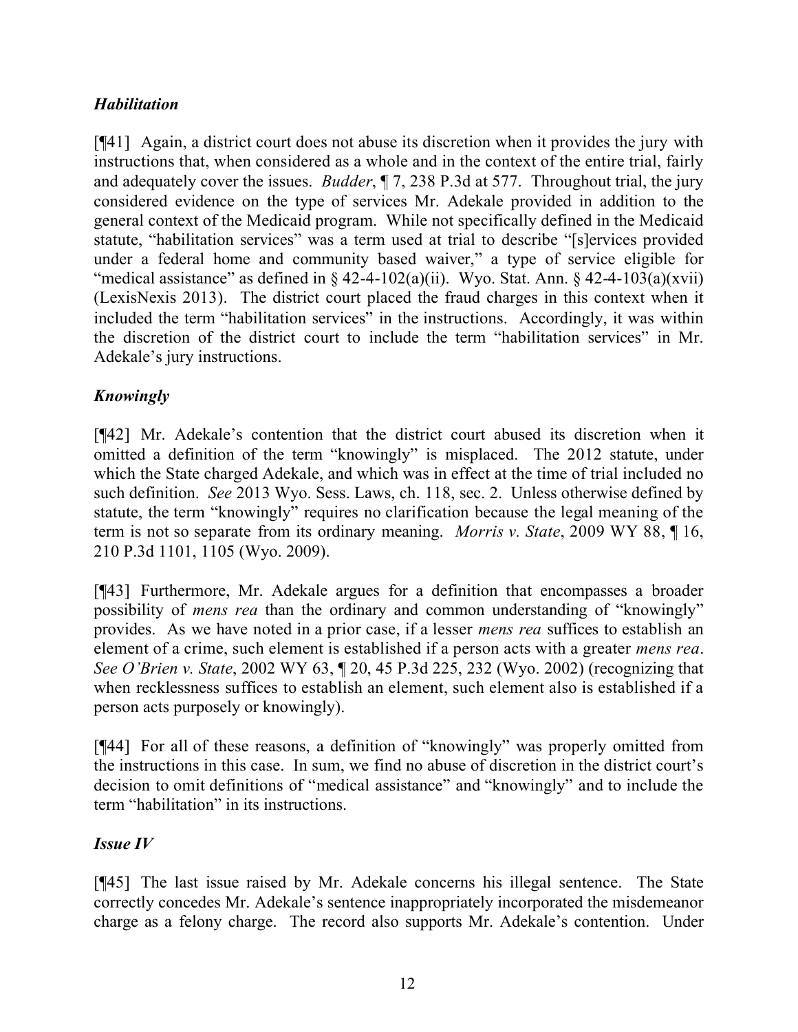### *Habilitation*

[¶41] Again, a district court does not abuse its discretion when it provides the jury with instructions that, when considered as a whole and in the context of the entire trial, fairly and adequately cover the issues. *Budder*, ¶ 7, 238 P.3d at 577. Throughout trial, the jury considered evidence on the type of services Mr. Adekale provided in addition to the general context of the Medicaid program. While not specifically defined in the Medicaid statute, "habilitation services" was a term used at trial to describe "[s]ervices provided under a federal home and community based waiver," a type of service eligible for "medical assistance" as defined in § 42-4-102(a)(ii). Wyo. Stat. Ann. § 42-4-103(a)(xvii) (LexisNexis 2013). The district court placed the fraud charges in this context when it included the term "habilitation services" in the instructions. Accordingly, it was within the discretion of the district court to include the term "habilitation services" in Mr. Adekale's jury instructions.

### *Knowingly*

[¶42] Mr. Adekale's contention that the district court abused its discretion when it omitted a definition of the term "knowingly" is misplaced. The 2012 statute, under which the State charged Adekale, and which was in effect at the time of trial included no such definition. *See* 2013 Wyo. Sess. Laws, ch. 118, sec. 2. Unless otherwise defined by statute, the term "knowingly" requires no clarification because the legal meaning of the term is not so separate from its ordinary meaning. *Morris v. State*, 2009 WY 88, ¶ 16, 210 P.3d 1101, 1105 (Wyo. 2009).

[¶43] Furthermore, Mr. Adekale argues for a definition that encompasses a broader possibility of *mens rea* than the ordinary and common understanding of "knowingly" provides. As we have noted in a prior case, if a lesser *mens rea* suffices to establish an element of a crime, such element is established if a person acts with a greater *mens rea*. *See O'Brien v. State*, 2002 WY 63, ¶ 20, 45 P.3d 225, 232 (Wyo. 2002) (recognizing that when recklessness suffices to establish an element, such element also is established if a person acts purposely or knowingly).

[¶44] For all of these reasons, a definition of "knowingly" was properly omitted from the instructions in this case. In sum, we find no abuse of discretion in the district court's decision to omit definitions of "medical assistance" and "knowingly" and to include the term "habilitation" in its instructions.

### *Issue IV*

[¶45] The last issue raised by Mr. Adekale concerns his illegal sentence. The State correctly concedes Mr. Adekale's sentence inappropriately incorporated the misdemeanor charge as a felony charge. The record also supports Mr. Adekale's contention. Under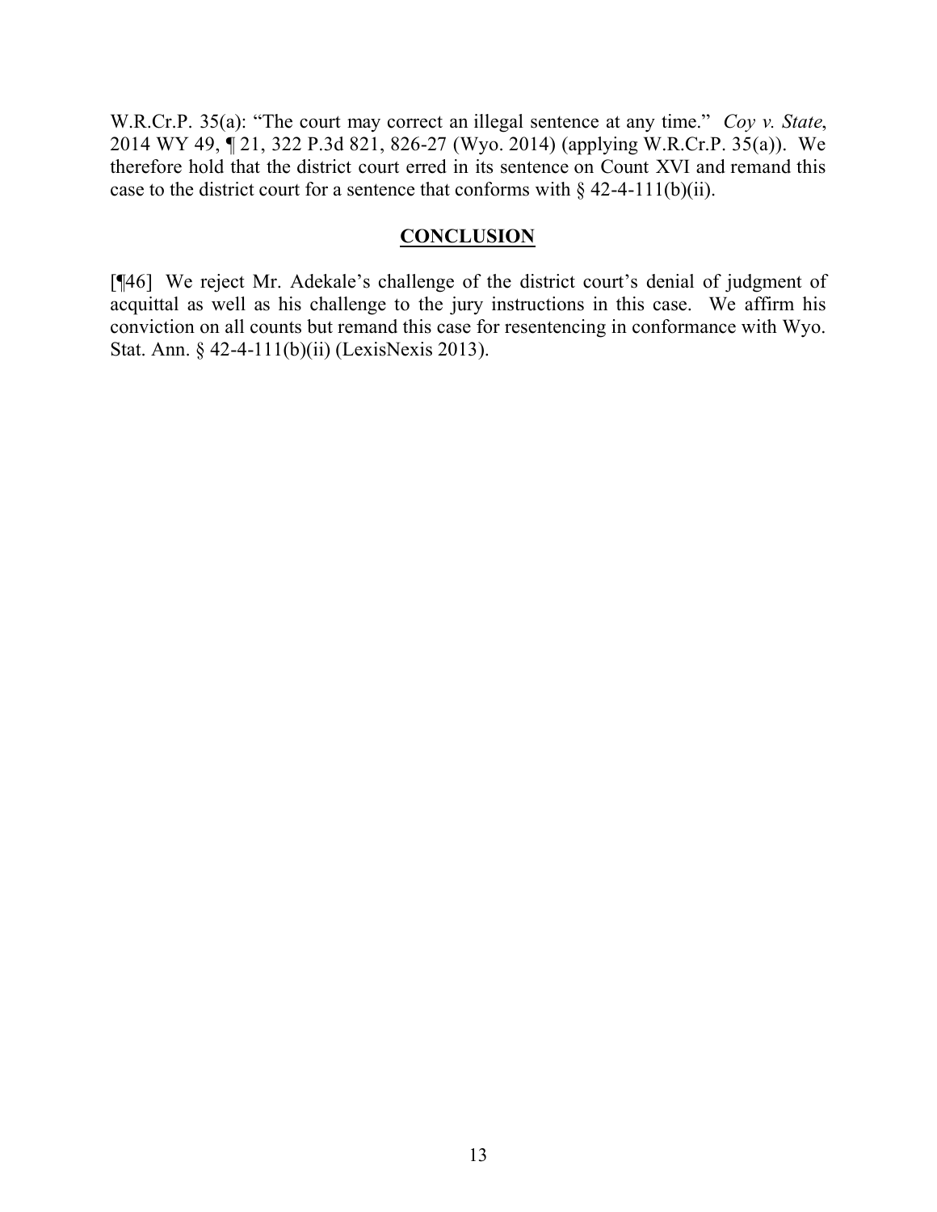W.R.Cr.P. 35(a): "The court may correct an illegal sentence at any time." *Coy v. State*, 2014 WY 49, ¶ 21, 322 P.3d 821, 826-27 (Wyo. 2014) (applying W.R.Cr.P. 35(a)). We therefore hold that the district court erred in its sentence on Count XVI and remand this case to the district court for a sentence that conforms with § 42-4-111(b)(ii).

## CONCLUSION

[¶46] We reject Mr. Adekale's challenge of the district court's denial of judgment of acquittal as well as his challenge to the jury instructions in this case. We affirm his conviction on all counts but remand this case for resentencing in conformance with Wyo. Stat. Ann. § 42-4-111(b)(ii) (LexisNexis 2013).